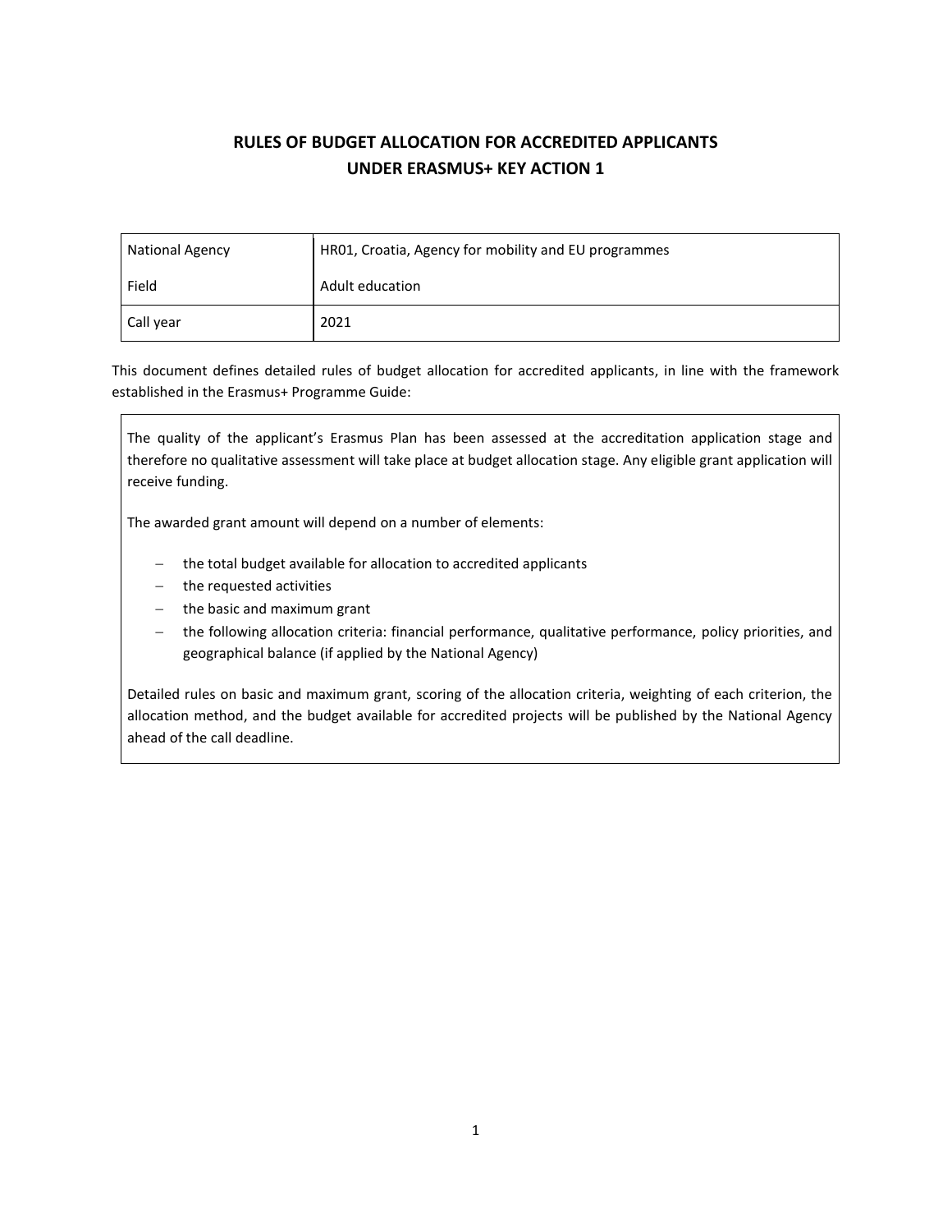# RULES OF BUDGET ALLOCATION FOR ACCREDITED APPLICANTS UNDER ERASMUS+ KEY ACTION 1

| National Agency | HR01, Croatia, Agency for mobility and EU programmes |
|---|---|
| Field | Adult education |
| Call year | 2021 |

This document defines detailed rules of budget allocation for accredited applicants, in line with the framework established in the Erasmus+ Programme Guide:

> The quality of the applicant's Erasmus Plan has been assessed at the accreditation application stage and therefore no qualitative assessment will take place at budget allocation stage. Any eligible grant application will receive funding.
>
> The awarded grant amount will depend on a number of elements:
>
> - the total budget available for allocation to accredited applicants
> - the requested activities
> - the basic and maximum grant
> - the following allocation criteria: financial performance, qualitative performance, policy priorities, and geographical balance (if applied by the National Agency)
>
> Detailed rules on basic and maximum grant, scoring of the allocation criteria, weighting of each criterion, the allocation method, and the budget available for accredited projects will be published by the National Agency ahead of the call deadline.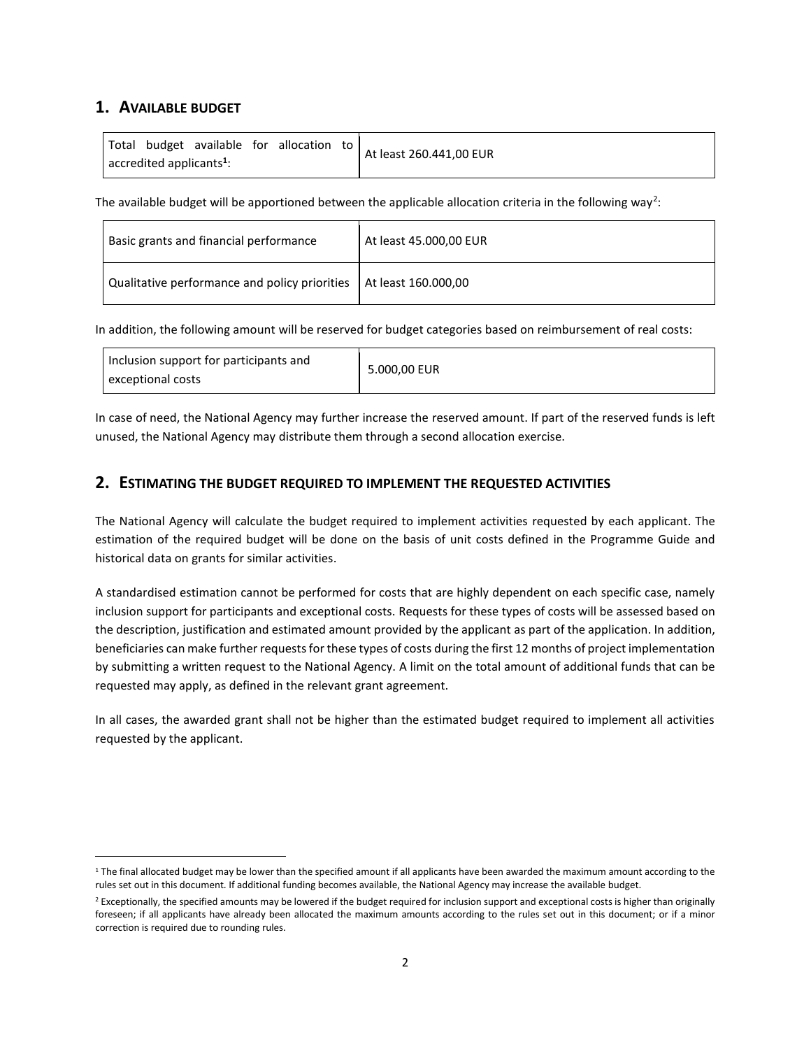## 1. Available budget

| Total budget available for allocation to accredited applicants[1]: | At least 260.441,00 EUR |
|---|---|

The available budget will be apportioned between the applicable allocation criteria in the following way[2]:

| Basic grants and financial performance | At least 45.000,00 EUR |
|---|---|
| Qualitative performance and policy priorities | At least 160.000,00 |

In addition, the following amount will be reserved for budget categories based on reimbursement of real costs:

| Inclusion support for participants and exceptional costs | 5.000,00 EUR |
|---|---|

In case of need, the National Agency may further increase the reserved amount. If part of the reserved funds is left unused, the National Agency may distribute them through a second allocation exercise.

## 2. Estimating the budget required to implement the requested activities

The National Agency will calculate the budget required to implement activities requested by each applicant. The estimation of the required budget will be done on the basis of unit costs defined in the Programme Guide and historical data on grants for similar activities.

A standardised estimation cannot be performed for costs that are highly dependent on each specific case, namely inclusion support for participants and exceptional costs. Requests for these types of costs will be assessed based on the description, justification and estimated amount provided by the applicant as part of the application. In addition, beneficiaries can make further requests for these types of costs during the first 12 months of project implementation by submitting a written request to the National Agency. A limit on the total amount of additional funds that can be requested may apply, as defined in the relevant grant agreement.

In all cases, the awarded grant shall not be higher than the estimated budget required to implement all activities requested by the applicant.

---

[1] The final allocated budget may be lower than the specified amount if all applicants have been awarded the maximum amount according to the rules set out in this document. If additional funding becomes available, the National Agency may increase the available budget.

[2] Exceptionally, the specified amounts may be lowered if the budget required for inclusion support and exceptional costs is higher than originally foreseen; if all applicants have already been allocated the maximum amounts according to the rules set out in this document; or if a minor correction is required due to rounding rules.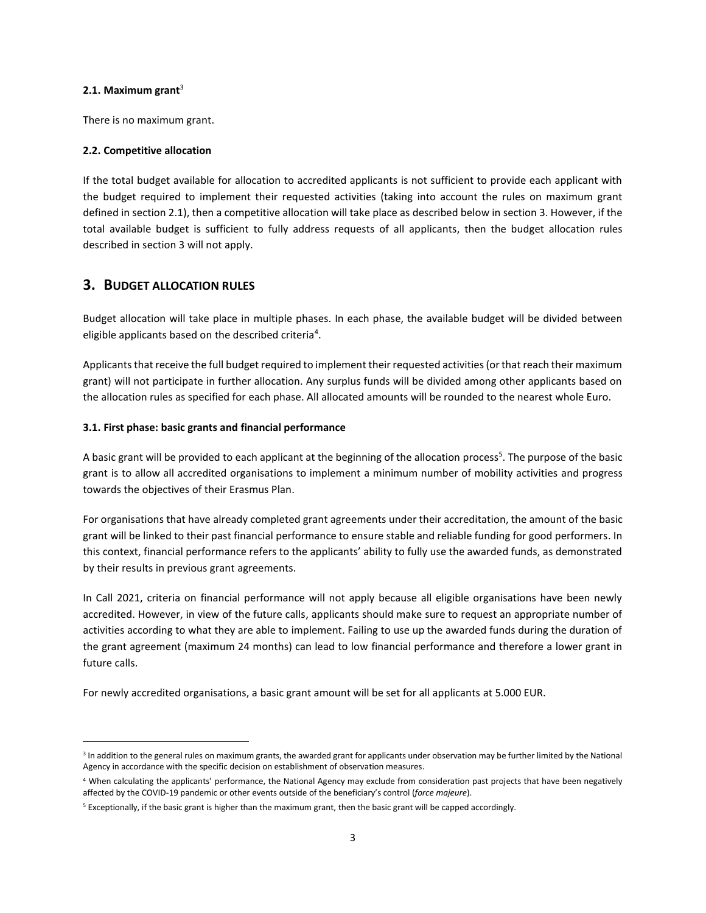### 2.1. Maximum grant[3]

There is no maximum grant.

### 2.2. Competitive allocation

If the total budget available for allocation to accredited applicants is not sufficient to provide each applicant with the budget required to implement their requested activities (taking into account the rules on maximum grant defined in section 2.1), then a competitive allocation will take place as described below in section 3. However, if the total available budget is sufficient to fully address requests of all applicants, then the budget allocation rules described in section 3 will not apply.

## 3. BUDGET ALLOCATION RULES

Budget allocation will take place in multiple phases. In each phase, the available budget will be divided between eligible applicants based on the described criteria[4].

Applicants that receive the full budget required to implement their requested activities (or that reach their maximum grant) will not participate in further allocation. Any surplus funds will be divided among other applicants based on the allocation rules as specified for each phase. All allocated amounts will be rounded to the nearest whole Euro.

### 3.1. First phase: basic grants and financial performance

A basic grant will be provided to each applicant at the beginning of the allocation process[5]. The purpose of the basic grant is to allow all accredited organisations to implement a minimum number of mobility activities and progress towards the objectives of their Erasmus Plan.

For organisations that have already completed grant agreements under their accreditation, the amount of the basic grant will be linked to their past financial performance to ensure stable and reliable funding for good performers. In this context, financial performance refers to the applicants' ability to fully use the awarded funds, as demonstrated by their results in previous grant agreements.

In Call 2021, criteria on financial performance will not apply because all eligible organisations have been newly accredited. However, in view of the future calls, applicants should make sure to request an appropriate number of activities according to what they are able to implement. Failing to use up the awarded funds during the duration of the grant agreement (maximum 24 months) can lead to low financial performance and therefore a lower grant in future calls.

For newly accredited organisations, a basic grant amount will be set for all applicants at 5.000 EUR.

---

[3] In addition to the general rules on maximum grants, the awarded grant for applicants under observation may be further limited by the National Agency in accordance with the specific decision on establishment of observation measures.

[4] When calculating the applicants' performance, the National Agency may exclude from consideration past projects that have been negatively affected by the COVID-19 pandemic or other events outside of the beneficiary's control (*force majeure*).

[5] Exceptionally, if the basic grant is higher than the maximum grant, then the basic grant will be capped accordingly.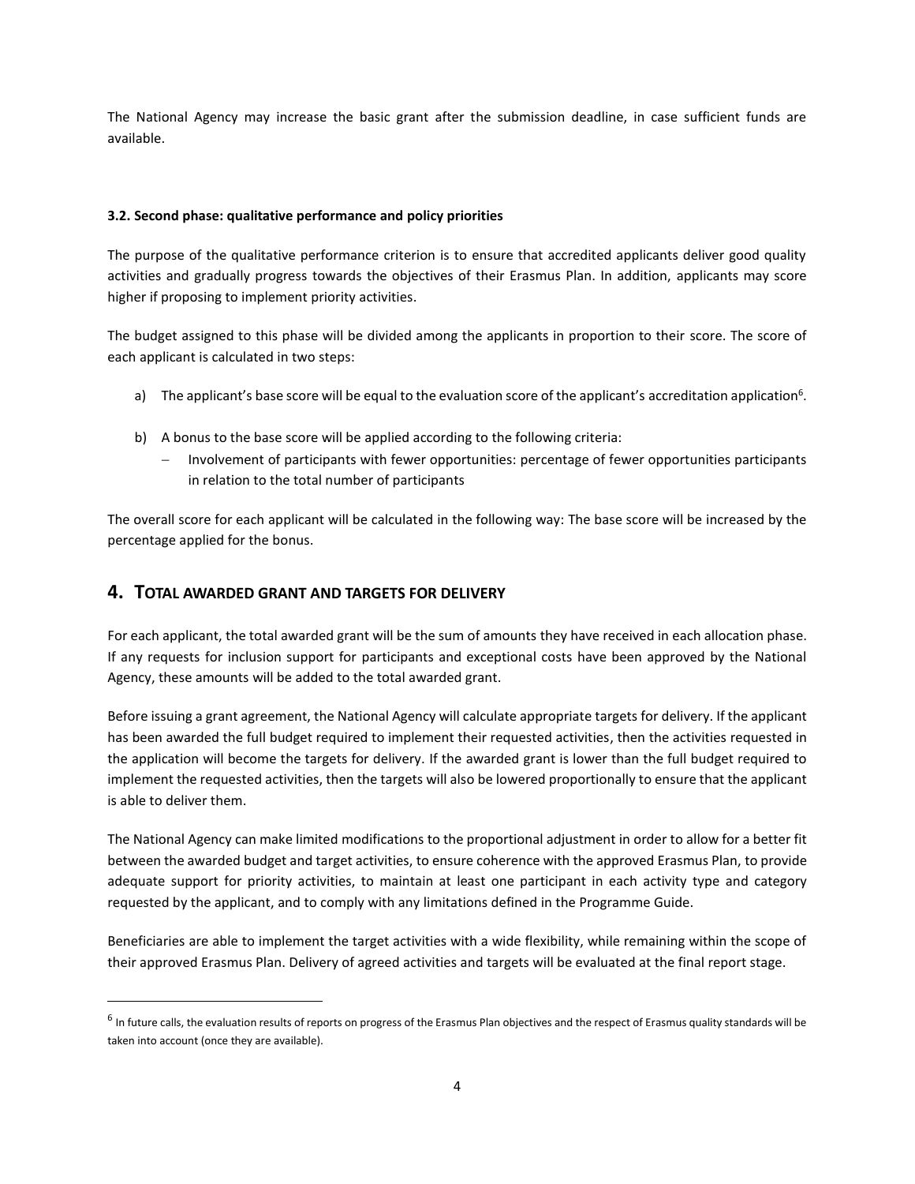The National Agency may increase the basic grant after the submission deadline, in case sufficient funds are available.

### 3.2. Second phase: qualitative performance and policy priorities

The purpose of the qualitative performance criterion is to ensure that accredited applicants deliver good quality activities and gradually progress towards the objectives of their Erasmus Plan. In addition, applicants may score higher if proposing to implement priority activities.

The budget assigned to this phase will be divided among the applicants in proportion to their score. The score of each applicant is calculated in two steps:

a) The applicant's base score will be equal to the evaluation score of the applicant's accreditation application[6].

b) A bonus to the base score will be applied according to the following criteria:
   - Involvement of participants with fewer opportunities: percentage of fewer opportunities participants in relation to the total number of participants

The overall score for each applicant will be calculated in the following way: The base score will be increased by the percentage applied for the bonus.

## 4. Total awarded grant and targets for delivery

For each applicant, the total awarded grant will be the sum of amounts they have received in each allocation phase. If any requests for inclusion support for participants and exceptional costs have been approved by the National Agency, these amounts will be added to the total awarded grant.

Before issuing a grant agreement, the National Agency will calculate appropriate targets for delivery. If the applicant has been awarded the full budget required to implement their requested activities, then the activities requested in the application will become the targets for delivery. If the awarded grant is lower than the full budget required to implement the requested activities, then the targets will also be lowered proportionally to ensure that the applicant is able to deliver them.

The National Agency can make limited modifications to the proportional adjustment in order to allow for a better fit between the awarded budget and target activities, to ensure coherence with the approved Erasmus Plan, to provide adequate support for priority activities, to maintain at least one participant in each activity type and category requested by the applicant, and to comply with any limitations defined in the Programme Guide.

Beneficiaries are able to implement the target activities with a wide flexibility, while remaining within the scope of their approved Erasmus Plan. Delivery of agreed activities and targets will be evaluated at the final report stage.

[6] In future calls, the evaluation results of reports on progress of the Erasmus Plan objectives and the respect of Erasmus quality standards will be taken into account (once they are available).